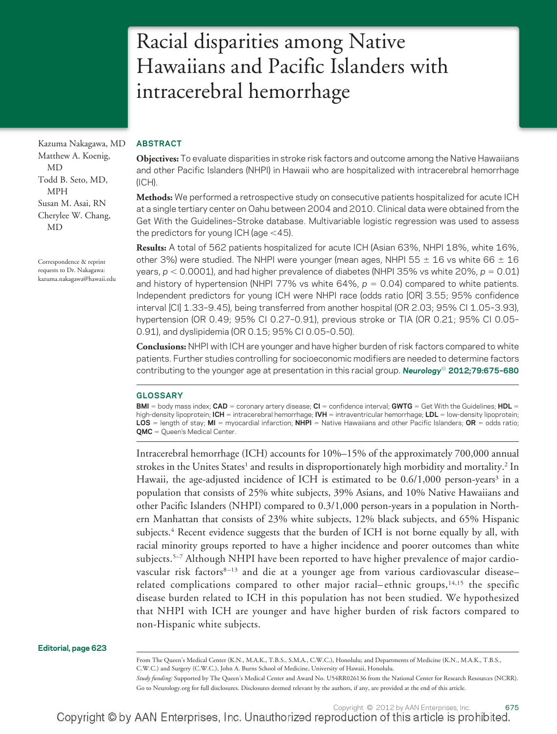# Racial disparities among Native Hawaiians and Pacific Islanders with intracerebral hemorrhage

Kazuma Nakagawa, MD
Matthew A. Koenig, MD
Todd B. Seto, MD, MPH
Susan M. Asai, RN
Cherylee W. Chang, MD

Correspondence & reprint requests to Dr. Nakagawa: kazuma.nakagawa@hawaii.edu

## ABSTRACT

**Objectives:** To evaluate disparities in stroke risk factors and outcome among the Native Hawaiians and other Pacific Islanders (NHPI) in Hawaii who are hospitalized with intracerebral hemorrhage (ICH).

**Methods:** We performed a retrospective study on consecutive patients hospitalized for acute ICH at a single tertiary center on Oahu between 2004 and 2010. Clinical data were obtained from the Get With the Guidelines–Stroke database. Multivariable logistic regression was used to assess the predictors for young ICH (age <45).

**Results:** A total of 562 patients hospitalized for acute ICH (Asian 63%, NHPI 18%, white 16%, other 3%) were studied. The NHPI were younger (mean ages, NHPI 55 ± 16 vs white 66 ± 16 years, $p < 0.0001$), and had higher prevalence of diabetes (NHPI 35% vs white 20%, $p = 0.01$) and history of hypertension (NHPI 77% vs white 64%, $p = 0.04$) compared to white patients. Independent predictors for young ICH were NHPI race (odds ratio [OR] 3.55; 95% confidence interval [CI] 1.33–9.45), being transferred from another hospital (OR 2.03; 95% CI 1.05–3.93), hypertension (OR 0.49; 95% CI 0.27–0.91), previous stroke or TIA (OR 0.21; 95% CI 0.05–0.91), and dyslipidemia (OR 0.15; 95% CI 0.05–0.50).

**Conclusions:** NHPI with ICH are younger and have higher burden of risk factors compared to white patients. Further studies controlling for socioeconomic modifiers are needed to determine factors contributing to the younger age at presentation in this racial group. *Neurology*® **2012;79:675–680**

## GLOSSARY

**BMI** = body mass index; **CAD** = coronary artery disease; **CI** = confidence interval; **GWTG** = Get With the Guidelines; **HDL** = high-density lipoprotein; **ICH** = intracerebral hemorrhage; **IVH** = intraventricular hemorrhage; **LDL** = low-density lipoprotein; **LOS** = length of stay; **MI** = myocardial infarction; **NHPI** = Native Hawaiians and other Pacific Islanders; **OR** = odds ratio; **QMC** = Queen's Medical Center.

Intracerebral hemorrhage (ICH) accounts for 10%–15% of the approximately 700,000 annual strokes in the Unites States[1] and results in disproportionately high morbidity and mortality.[2] In Hawaii, the age-adjusted incidence of ICH is estimated to be 0.6/1,000 person-years[3] in a population that consists of 25% white subjects, 39% Asians, and 10% Native Hawaiians and other Pacific Islanders (NHPI) compared to 0.3/1,000 person-years in a population in Northern Manhattan that consists of 23% white subjects, 12% black subjects, and 65% Hispanic subjects.[4] Recent evidence suggests that the burden of ICH is not borne equally by all, with racial minority groups reported to have a higher incidence and poorer outcomes than white subjects.[5–7] Although NHPI have been reported to have higher prevalence of major cardiovascular risk factors[8–13] and die at a younger age from various cardiovascular disease–related complications compared to other major racial–ethnic groups,[14,15] the specific disease burden related to ICH in this population has not been studied. We hypothesized that NHPI with ICH are younger and have higher burden of risk factors compared to non-Hispanic white subjects.

**Editorial, page 623**

From The Queen's Medical Center (K.N., M.A.K., T.B.S., S.M.A., C.W.C.), Honolulu; and Departments of Medicine (K.N., M.A.K., T.B.S., C.W.C.) and Surgery (C.W.C.), John A. Burns School of Medicine, University of Hawaii, Honolulu.

*Study funding:* Supported by The Queen's Medical Center and Award No. U54RR026136 from the National Center for Research Resources (NCRR).

Go to Neurology.org for full disclosures. Disclosures deemed relevant by the authors, if any, are provided at the end of this article.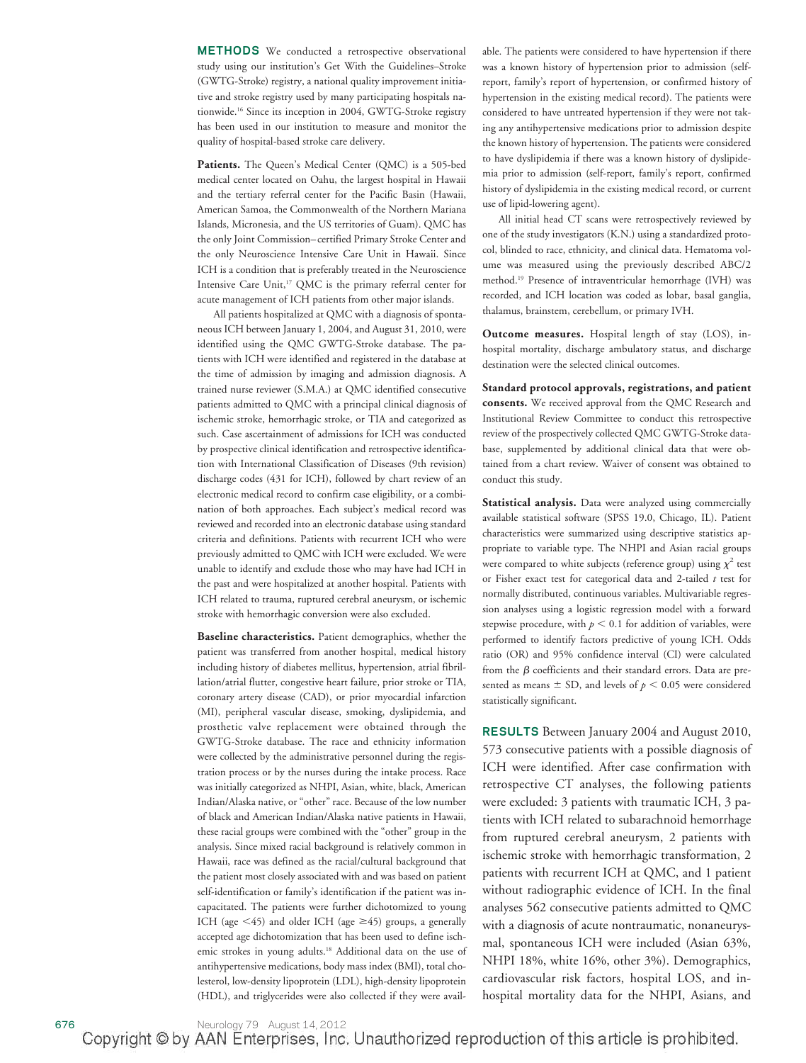## METHODS

We conducted a retrospective observational study using our institution's Get With the Guidelines–Stroke (GWTG-Stroke) registry, a national quality improvement initiative and stroke registry used by many participating hospitals nationwide.[16] Since its inception in 2004, GWTG-Stroke registry has been used in our institution to measure and monitor the quality of hospital-based stroke care delivery.

**Patients.** The Queen's Medical Center (QMC) is a 505-bed medical center located on Oahu, the largest hospital in Hawaii and the tertiary referral center for the Pacific Basin (Hawaii, American Samoa, the Commonwealth of the Northern Mariana Islands, Micronesia, and the US territories of Guam). QMC has the only Joint Commission–certified Primary Stroke Center and the only Neuroscience Intensive Care Unit in Hawaii. Since ICH is a condition that is preferably treated in the Neuroscience Intensive Care Unit,[17] QMC is the primary referral center for acute management of ICH patients from other major islands.

All patients hospitalized at QMC with a diagnosis of spontaneous ICH between January 1, 2004, and August 31, 2010, were identified using the QMC GWTG-Stroke database. The patients with ICH were identified and registered in the database at the time of admission by imaging and admission diagnosis. A trained nurse reviewer (S.M.A.) at QMC identified consecutive patients admitted to QMC with a principal clinical diagnosis of ischemic stroke, hemorrhagic stroke, or TIA and categorized as such. Case ascertainment of admissions for ICH was conducted by prospective clinical identification and retrospective identification with International Classification of Diseases (9th revision) discharge codes (431 for ICH), followed by chart review of an electronic medical record to confirm case eligibility, or a combination of both approaches. Each subject's medical record was reviewed and recorded into an electronic database using standard criteria and definitions. Patients with recurrent ICH who were previously admitted to QMC with ICH were excluded. We were unable to identify and exclude those who may have had ICH in the past and were hospitalized at another hospital. Patients with ICH related to trauma, ruptured cerebral aneurysm, or ischemic stroke with hemorrhagic conversion were also excluded.

**Baseline characteristics.** Patient demographics, whether the patient was transferred from another hospital, medical history including history of diabetes mellitus, hypertension, atrial fibrillation/atrial flutter, congestive heart failure, prior stroke or TIA, coronary artery disease (CAD), or prior myocardial infarction (MI), peripheral vascular disease, smoking, dyslipidemia, and prosthetic valve replacement were obtained through the GWTG-Stroke database. The race and ethnicity information were collected by the administrative personnel during the registration process or by the nurses during the intake process. Race was initially categorized as NHPI, Asian, white, black, American Indian/Alaska native, or "other" race. Because of the low number of black and American Indian/Alaska native patients in Hawaii, these racial groups were combined with the "other" group in the analysis. Since mixed racial background is relatively common in Hawaii, race was defined as the racial/cultural background that the patient most closely associated with and was based on patient self-identification or family's identification if the patient was incapacitated. The patients were further dichotomized to young ICH (age <45) and older ICH (age ≥45) groups, a generally accepted age dichotomization that has been used to define ischemic strokes in young adults.[18] Additional data on the use of antihypertensive medications, body mass index (BMI), total cholesterol, low-density lipoprotein (LDL), high-density lipoprotein (HDL), and triglycerides were also collected if they were available. The patients were considered to have hypertension if there was a known history of hypertension prior to admission (self-report, family's report of hypertension, or confirmed history of hypertension in the existing medical record). The patients were considered to have untreated hypertension if they were not taking any antihypertensive medications prior to admission despite the known history of hypertension. The patients were considered to have dyslipidemia if there was a known history of dyslipidemia prior to admission (self-report, family's report, confirmed history of dyslipidemia in the existing medical record, or current use of lipid-lowering agent).

All initial head CT scans were retrospectively reviewed by one of the study investigators (K.N.) using a standardized protocol, blinded to race, ethnicity, and clinical data. Hematoma volume was measured using the previously described ABC/2 method.[19] Presence of intraventricular hemorrhage (IVH) was recorded, and ICH location was coded as lobar, basal ganglia, thalamus, brainstem, cerebellum, or primary IVH.

**Outcome measures.** Hospital length of stay (LOS), in-hospital mortality, discharge ambulatory status, and discharge destination were the selected clinical outcomes.

**Standard protocol approvals, registrations, and patient consents.** We received approval from the QMC Research and Institutional Review Committee to conduct this retrospective review of the prospectively collected QMC GWTG-Stroke database, supplemented by additional clinical data that were obtained from a chart review. Waiver of consent was obtained to conduct this study.

**Statistical analysis.** Data were analyzed using commercially available statistical software (SPSS 19.0, Chicago, IL). Patient characteristics were summarized using descriptive statistics appropriate to variable type. The NHPI and Asian racial groups were compared to white subjects (reference group) using $\chi^2$ test or Fisher exact test for categorical data and 2-tailed $t$ test for normally distributed, continuous variables. Multivariable regression analyses using a logistic regression model with a forward stepwise procedure, with $p < 0.1$ for addition of variables, were performed to identify factors predictive of young ICH. Odds ratio (OR) and 95% confidence interval (CI) were calculated from the $\beta$ coefficients and their standard errors. Data are presented as means ± SD, and levels of $p < 0.05$ were considered statistically significant.

## RESULTS

Between January 2004 and August 2010, 573 consecutive patients with a possible diagnosis of ICH were identified. After case confirmation with retrospective CT analyses, the following patients were excluded: 3 patients with traumatic ICH, 3 patients with ICH related to subarachnoid hemorrhage from ruptured cerebral aneurysm, 2 patients with ischemic stroke with hemorrhagic transformation, 2 patients with recurrent ICH at QMC, and 1 patient without radiographic evidence of ICH. In the final analyses 562 consecutive patients admitted to QMC with a diagnosis of acute nontraumatic, nonaneurysmal, spontaneous ICH were included (Asian 63%, NHPI 18%, white 16%, other 3%). Demographics, cardiovascular risk factors, hospital LOS, and in-hospital mortality data for the NHPI, Asians, and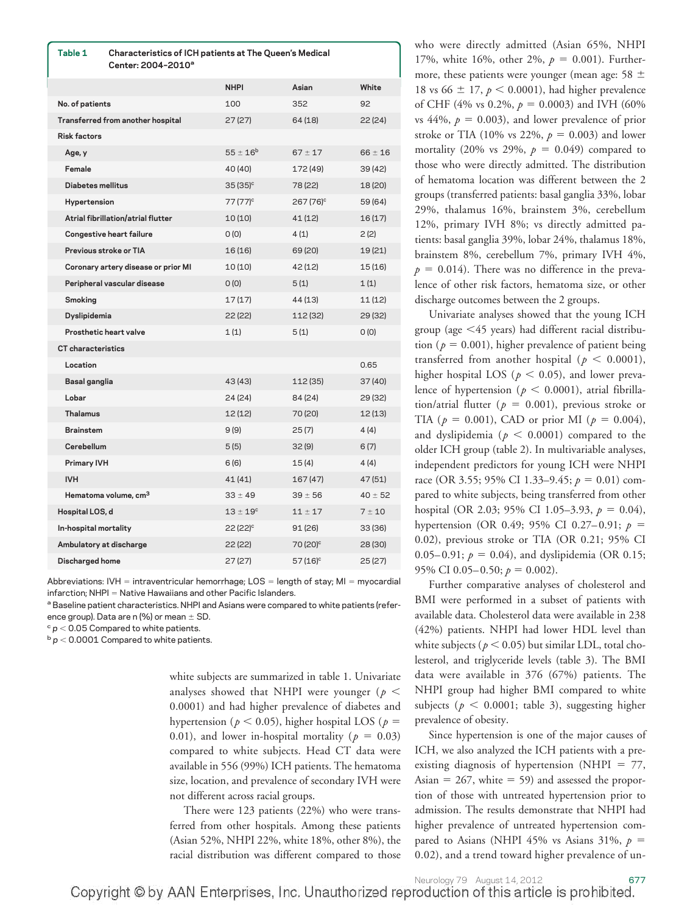**Table 1 Characteristics of ICH patients at The Queen's Medical Center: 2004–2010[a]**

| | NHPI | Asian | White |
|---|---|---|---|
| No. of patients | 100 | 352 | 92 |
| Transferred from another hospital | 27 (27) | 64 (18) | 22 (24) |
| **Risk factors** | | | |
| Age, y | 55 ± 16[b] | 67 ± 17 | 66 ± 16 |
| Female | 40 (40) | 172 (49) | 39 (42) |
| Diabetes mellitus | 35 (35)[c] | 78 (22) | 18 (20) |
| Hypertension | 77 (77)[c] | 267 (76)[c] | 59 (64) |
| Atrial fibrillation/atrial flutter | 10 (10) | 41 (12) | 16 (17) |
| Congestive heart failure | 0 (0) | 4 (1) | 2 (2) |
| Previous stroke or TIA | 16 (16) | 69 (20) | 19 (21) |
| Coronary artery disease or prior MI | 10 (10) | 42 (12) | 15 (16) |
| Peripheral vascular disease | 0 (0) | 5 (1) | 1 (1) |
| Smoking | 17 (17) | 44 (13) | 11 (12) |
| Dyslipidemia | 22 (22) | 112 (32) | 29 (32) |
| Prosthetic heart valve | 1 (1) | 5 (1) | 0 (0) |
| **CT characteristics** | | | |
| Location | | | 0.65 |
| Basal ganglia | 43 (43) | 112 (35) | 37 (40) |
| Lobar | 24 (24) | 84 (24) | 29 (32) |
| Thalamus | 12 (12) | 70 (20) | 12 (13) |
| Brainstem | 9 (9) | 25 (7) | 4 (4) |
| Cerebellum | 5 (5) | 32 (9) | 6 (7) |
| Primary IVH | 6 (6) | 15 (4) | 4 (4) |
| IVH | 41 (41) | 167 (47) | 47 (51) |
| Hematoma volume, $cm^3$ | 33 ± 49 | 39 ± 56 | 40 ± 52 |
| Hospital LOS, d | 13 ± 19[c] | 11 ± 17 | 7 ± 10 |
| In-hospital mortality | 22 (22)[c] | 91 (26) | 33 (36) |
| Ambulatory at discharge | 22 (22) | 70 (20)[c] | 28 (30) |
| Discharged home | 27 (27) | 57 (16)[c] | 25 (27) |

Abbreviations: IVH = intraventricular hemorrhage; LOS = length of stay; MI = myocardial infarction; NHPI = Native Hawaiians and other Pacific Islanders.
[a] Baseline patient characteristics. NHPI and Asians were compared to white patients (reference group). Data are n (%) or mean ± SD.
[c] $p < 0.05$ Compared to white patients.
[b] $p < 0.0001$ Compared to white patients.

white subjects are summarized in table 1. Univariate analyses showed that NHPI were younger ($p < 0.0001$) and had higher prevalence of diabetes and hypertension ($p < 0.05$), higher hospital LOS ($p = 0.01$), and lower in-hospital mortality ($p = 0.03$) compared to white subjects. Head CT data were available in 556 (99%) ICH patients. The hematoma size, location, and prevalence of secondary IVH were not different across racial groups.

There were 123 patients (22%) who were transferred from other hospitals. Among these patients (Asian 52%, NHPI 22%, white 18%, other 8%), the racial distribution was different compared to those who were directly admitted (Asian 65%, NHPI 17%, white 16%, other 2%, $p = 0.001$). Furthermore, these patients were younger (mean age: 58 ± 18 vs 66 ± 17, $p < 0.0001$), had higher prevalence of CHF (4% vs 0.2%, $p = 0.0003$) and IVH (60% vs 44%, $p = 0.003$), and lower prevalence of prior stroke or TIA (10% vs 22%, $p = 0.003$) and lower mortality (20% vs 29%, $p = 0.049$) compared to those who were directly admitted. The distribution of hematoma location was different between the 2 groups (transferred patients: basal ganglia 33%, lobar 29%, thalamus 16%, brainstem 3%, cerebellum 12%, primary IVH 8%; vs directly admitted patients: basal ganglia 39%, lobar 24%, thalamus 18%, brainstem 8%, cerebellum 7%, primary IVH 4%, $p = 0.014$). There was no difference in the prevalence of other risk factors, hematoma size, or other discharge outcomes between the 2 groups.

Univariate analyses showed that the young ICH group (age <45 years) had different racial distribution ($p = 0.001$), higher prevalence of patient being transferred from another hospital ($p < 0.0001$), higher hospital LOS ($p < 0.05$), and lower prevalence of hypertension ($p < 0.0001$), atrial fibrillation/atrial flutter ($p = 0.001$), previous stroke or TIA ($p = 0.001$), CAD or prior MI ($p = 0.004$), and dyslipidemia ($p < 0.0001$) compared to the older ICH group (table 2). In multivariable analyses, independent predictors for young ICH were NHPI race (OR 3.55; 95% CI 1.33–9.45; $p = 0.01$) compared to white subjects, being transferred from other hospital (OR 2.03; 95% CI 1.05–3.93, $p = 0.04$), hypertension (OR 0.49; 95% CI 0.27–0.91; $p = 0.02$), previous stroke or TIA (OR 0.21; 95% CI 0.05–0.91; $p = 0.04$), and dyslipidemia (OR 0.15; 95% CI 0.05–0.50; $p = 0.002$).

Further comparative analyses of cholesterol and BMI were performed in a subset of patients with available data. Cholesterol data were available in 238 (42%) patients. NHPI had lower HDL level than white subjects ($p < 0.05$) but similar LDL, total cholesterol, and triglyceride levels (table 3). The BMI data were available in 376 (67%) patients. The NHPI group had higher BMI compared to white subjects ($p < 0.0001$; table 3), suggesting higher prevalence of obesity.

Since hypertension is one of the major causes of ICH, we also analyzed the ICH patients with a preexisting diagnosis of hypertension (NHPI = 77, Asian = 267, white = 59) and assessed the proportion of those with untreated hypertension prior to admission. The results demonstrate that NHPI had higher prevalence of untreated hypertension compared to Asians (NHPI 45% vs Asians 31%, $p = 0.02$), and a trend toward higher prevalence of un-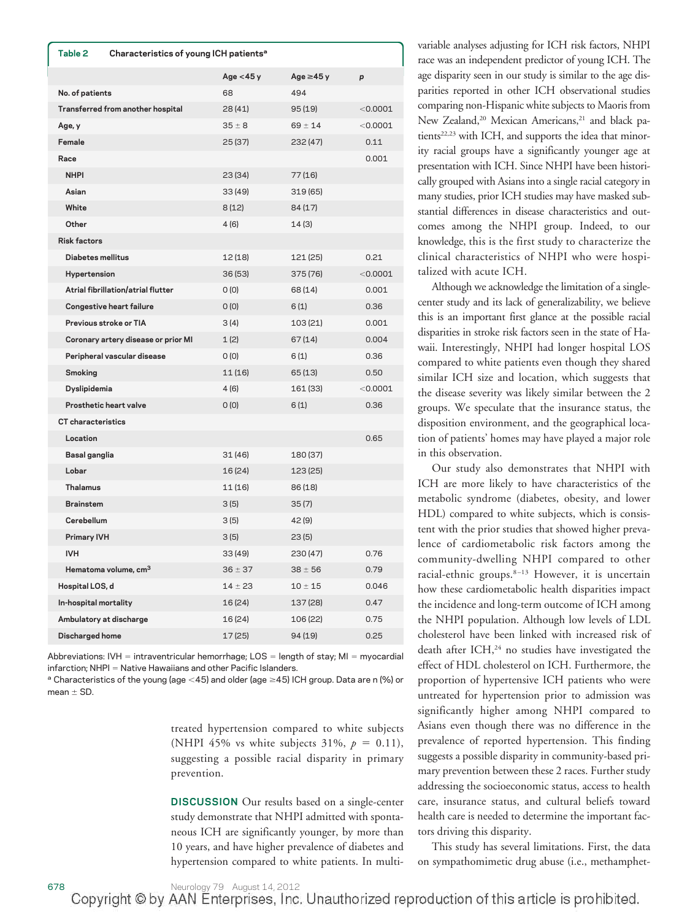**Table 2 Characteristics of young ICH patients[a]**

| | Age <45 y | Age ≥45 y | p |
|---|---|---|---|
| No. of patients | 68 | 494 | |
| Transferred from another hospital | 28 (41) | 95 (19) | <0.0001 |
| Age, y | 35 ± 8 | 69 ± 14 | <0.0001 |
| Female | 25 (37) | 232 (47) | 0.11 |
| Race | | | 0.001 |
| NHPI | 23 (34) | 77 (16) | |
| Asian | 33 (49) | 319 (65) | |
| White | 8 (12) | 84 (17) | |
| Other | 4 (6) | 14 (3) | |
| Risk factors | | | |
| Diabetes mellitus | 12 (18) | 121 (25) | 0.21 |
| Hypertension | 36 (53) | 375 (76) | <0.0001 |
| Atrial fibrillation/atrial flutter | 0 (0) | 68 (14) | 0.001 |
| Congestive heart failure | 0 (0) | 6 (1) | 0.36 |
| Previous stroke or TIA | 3 (4) | 103 (21) | 0.001 |
| Coronary artery disease or prior MI | 1 (2) | 67 (14) | 0.004 |
| Peripheral vascular disease | 0 (0) | 6 (1) | 0.36 |
| Smoking | 11 (16) | 65 (13) | 0.50 |
| Dyslipidemia | 4 (6) | 161 (33) | <0.0001 |
| Prosthetic heart valve | 0 (0) | 6 (1) | 0.36 |
| CT characteristics | | | |
| Location | | | 0.65 |
| Basal ganglia | 31 (46) | 180 (37) | |
| Lobar | 16 (24) | 123 (25) | |
| Thalamus | 11 (16) | 86 (18) | |
| Brainstem | 3 (5) | 35 (7) | |
| Cerebellum | 3 (5) | 42 (9) | |
| Primary IVH | 3 (5) | 23 (5) | |
| IVH | 33 (49) | 230 (47) | 0.76 |
| Hematoma volume, $cm^3$ | 36 ± 37 | 38 ± 56 | 0.79 |
| Hospital LOS, d | 14 ± 23 | 10 ± 15 | 0.046 |
| In-hospital mortality | 16 (24) | 137 (28) | 0.47 |
| Ambulatory at discharge | 16 (24) | 106 (22) | 0.75 |
| Discharged home | 17 (25) | 94 (19) | 0.25 |

Abbreviations: IVH = intraventricular hemorrhage; LOS = length of stay; MI = myocardial infarction; NHPI = Native Hawaiians and other Pacific Islanders.
[a] Characteristics of the young (age <45) and older (age ≥45) ICH group. Data are n (%) or mean ± SD.

treated hypertension compared to white subjects (NHPI 45% vs white subjects 31%, $p = 0.11$), suggesting a possible racial disparity in primary prevention.

**DISCUSSION** Our results based on a single-center study demonstrate that NHPI admitted with spontaneous ICH are significantly younger, by more than 10 years, and have higher prevalence of diabetes and hypertension compared to white patients. In multivariable analyses adjusting for ICH risk factors, NHPI race was an independent predictor of young ICH. The age disparity seen in our study is similar to the age disparities reported in other ICH observational studies comparing non-Hispanic white subjects to Maoris from New Zealand,[20] Mexican Americans,[21] and black patients[22,23] with ICH, and supports the idea that minority racial groups have a significantly younger age at presentation with ICH. Since NHPI have been historically grouped with Asians into a single racial category in many studies, prior ICH studies may have masked substantial differences in disease characteristics and outcomes among the NHPI group. Indeed, to our knowledge, this is the first study to characterize the clinical characteristics of NHPI who were hospitalized with acute ICH.

Although we acknowledge the limitation of a single-center study and its lack of generalizability, we believe this is an important first glance at the possible racial disparities in stroke risk factors seen in the state of Hawaii. Interestingly, NHPI had longer hospital LOS compared to white patients even though they shared similar ICH size and location, which suggests that the disease severity was likely similar between the 2 groups. We speculate that the insurance status, the disposition environment, and the geographical location of patients' homes may have played a major role in this observation.

Our study also demonstrates that NHPI with ICH are more likely to have characteristics of the metabolic syndrome (diabetes, obesity, and lower HDL) compared to white subjects, which is consistent with the prior studies that showed higher prevalence of cardiometabolic risk factors among the community-dwelling NHPI compared to other racial-ethnic groups.[8–13] However, it is uncertain how these cardiometabolic health disparities impact the incidence and long-term outcome of ICH among the NHPI population. Although low levels of LDL cholesterol have been linked with increased risk of death after ICH,[24] no studies have investigated the effect of HDL cholesterol on ICH. Furthermore, the proportion of hypertensive ICH patients who were untreated for hypertension prior to admission was significantly higher among NHPI compared to Asians even though there was no difference in the prevalence of reported hypertension. This finding suggests a possible disparity in community-based primary prevention between these 2 races. Further study addressing the socioeconomic status, access to health care, insurance status, and cultural beliefs toward health care is needed to determine the important factors driving this disparity.

This study has several limitations. First, the data on sympathomimetic drug abuse (i.e., methamphet-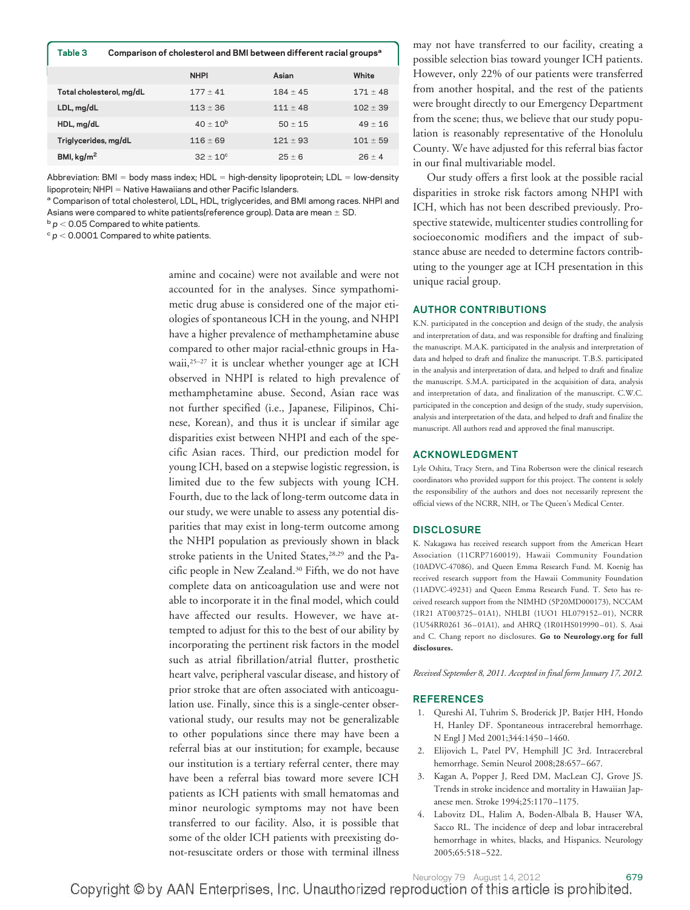**Table 3 Comparison of cholesterol and BMI between different racial groups[a]**

| | NHPI | Asian | White |
|---|---|---|---|
| Total cholesterol, mg/dL | 177 ± 41 | 184 ± 45 | 171 ± 48 |
| LDL, mg/dL | 113 ± 36 | 111 ± 48 | 102 ± 39 |
| HDL, mg/dL | 40 ± 10[b] | 50 ± 15 | 49 ± 16 |
| Triglycerides, mg/dL | 116 ± 69 | 121 ± 93 | 101 ± 59 |
| BMI, kg/m$^2$ | 32 ± 10[c] | 25 ± 6 | 26 ± 4 |

Abbreviation: BMI = body mass index; HDL = high-density lipoprotein; LDL = low-density lipoprotein; NHPI = Native Hawaiians and other Pacific Islanders.

[a] Comparison of total cholesterol, LDL, HDL, triglycerides, and BMI among races. NHPI and Asians were compared to white patients(reference group). Data are mean ± SD.

[b] $p < 0.05$ Compared to white patients.

[c] $p < 0.0001$ Compared to white patients.

amine and cocaine) were not available and were not accounted for in the analyses. Since sympathomimetic drug abuse is considered one of the major etiologies of spontaneous ICH in the young, and NHPI have a higher prevalence of methamphetamine abuse compared to other major racial-ethnic groups in Hawaii,[25–27] it is unclear whether younger age at ICH observed in NHPI is related to high prevalence of methamphetamine abuse. Second, Asian race was not further specified (i.e., Japanese, Filipinos, Chinese, Korean), and thus it is unclear if similar age disparities exist between NHPI and each of the specific Asian races. Third, our prediction model for young ICH, based on a stepwise logistic regression, is limited due to the few subjects with young ICH. Fourth, due to the lack of long-term outcome data in our study, we were unable to assess any potential disparities that may exist in long-term outcome among the NHPI population as previously shown in black stroke patients in the United States,[28,29] and the Pacific people in New Zealand.[30] Fifth, we do not have complete data on anticoagulation use and were not able to incorporate it in the final model, which could have affected our results. However, we have attempted to adjust for this to the best of our ability by incorporating the pertinent risk factors in the model such as atrial fibrillation/atrial flutter, prosthetic heart valve, peripheral vascular disease, and history of prior stroke that are often associated with anticoagulation use. Finally, since this is a single-center observational study, our results may not be generalizable to other populations since there may have been a referral bias at our institution; for example, because our institution is a tertiary referral center, there may have been a referral bias toward more severe ICH patients as ICH patients with small hematomas and minor neurologic symptoms may not have been transferred to our facility. Also, it is possible that some of the older ICH patients with preexisting do-not-resuscitate orders or those with terminal illness may not have transferred to our facility, creating a possible selection bias toward younger ICH patients. However, only 22% of our patients were transferred from another hospital, and the rest of the patients were brought directly to our Emergency Department from the scene; thus, we believe that our study population is reasonably representative of the Honolulu County. We have adjusted for this referral bias factor in our final multivariable model.

Our study offers a first look at the possible racial disparities in stroke risk factors among NHPI with ICH, which has not been described previously. Prospective statewide, multicenter studies controlling for socioeconomic modifiers and the impact of substance abuse are needed to determine factors contributing to the younger age at ICH presentation in this unique racial group.

## AUTHOR CONTRIBUTIONS

K.N. participated in the conception and design of the study, the analysis and interpretation of data, and was responsible for drafting and finalizing the manuscript. M.A.K. participated in the analysis and interpretation of data and helped to draft and finalize the manuscript. T.B.S. participated in the analysis and interpretation of data, and helped to draft and finalize the manuscript. S.M.A. participated in the acquisition of data, analysis and interpretation of data, and finalization of the manuscript. C.W.C. participated in the conception and design of the study, study supervision, analysis and interpretation of the data, and helped to draft and finalize the manuscript. All authors read and approved the final manuscript.

## ACKNOWLEDGMENT

Lyle Oshita, Tracy Stern, and Tina Robertson were the clinical research coordinators who provided support for this project. The content is solely the responsibility of the authors and does not necessarily represent the official views of the NCRR, NIH, or The Queen's Medical Center.

## DISCLOSURE

K. Nakagawa has received research support from the American Heart Association (11CRP7160019), Hawaii Community Foundation (10ADVC-47086), and Queen Emma Research Fund. M. Koenig has received research support from the Hawaii Community Foundation (11ADVC-49231) and Queen Emma Research Fund. T. Seto has received research support from the NIMHD (5P20MD000173), NCCAM (1R21 AT003725–01A1), NHLBI (1UO1 HL079152–01), NCRR (1U54RR0261 36–01A1), and AHRQ (1R01HS019990–01). S. Asai and C. Chang report no disclosures. **Go to Neurology.org for full disclosures.**

*Received September 8, 2011. Accepted in final form January 17, 2012.*

## REFERENCES

1. Qureshi AI, Tuhrim S, Broderick JP, Batjer HH, Hondo H, Hanley DF. Spontaneous intracerebral hemorrhage. N Engl J Med 2001;344:1450–1460.
2. Elijovich L, Patel PV, Hemphill JC 3rd. Intracerebral hemorrhage. Semin Neurol 2008;28:657–667.
3. Kagan A, Popper J, Reed DM, MacLean CJ, Grove JS. Trends in stroke incidence and mortality in Hawaiian Japanese men. Stroke 1994;25:1170–1175.
4. Labovitz DL, Halim A, Boden-Albala B, Hauser WA, Sacco RL. The incidence of deep and lobar intracerebral hemorrhage in whites, blacks, and Hispanics. Neurology 2005;65:518–522.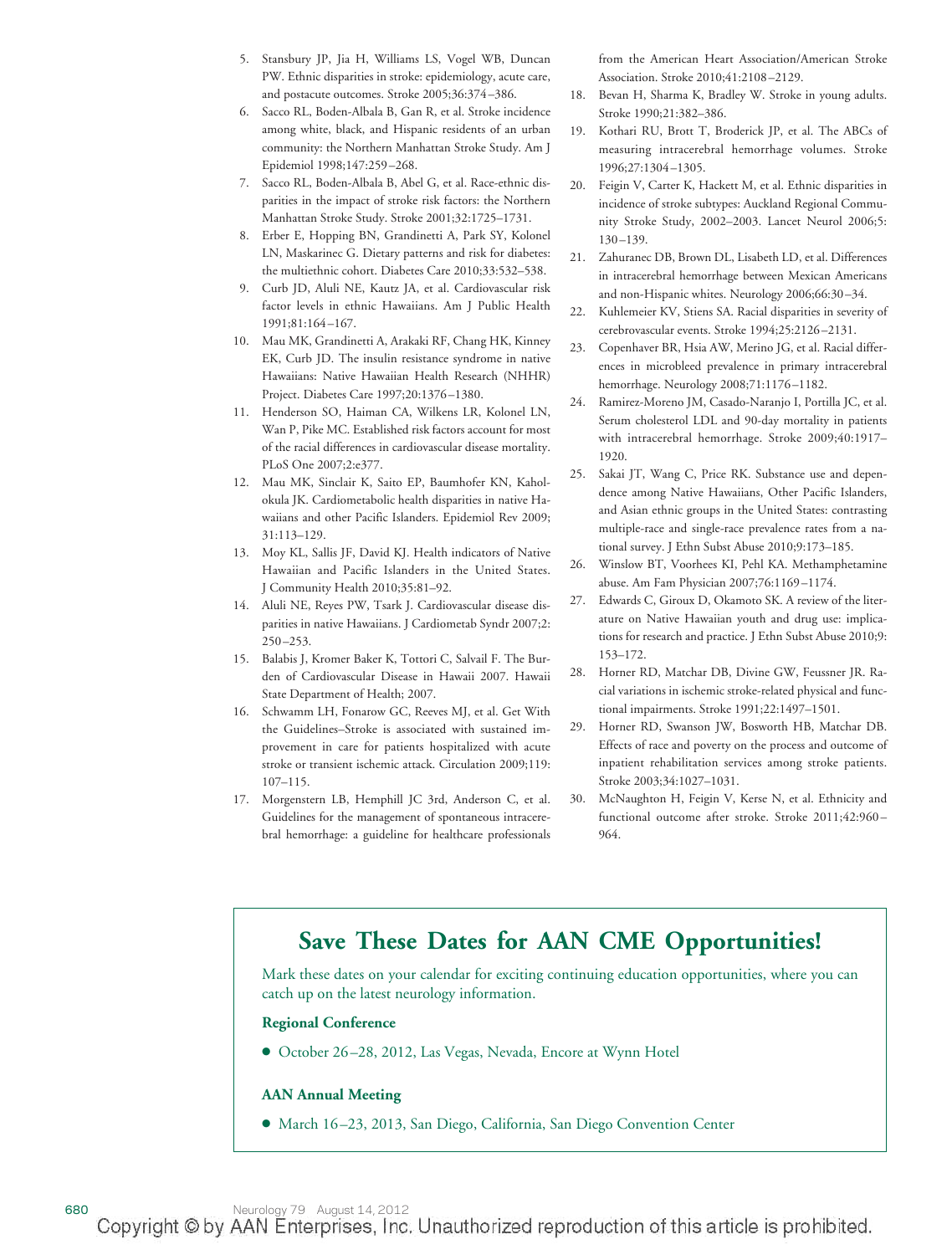5. Stansbury JP, Jia H, Williams LS, Vogel WB, Duncan PW. Ethnic disparities in stroke: epidemiology, acute care, and postacute outcomes. Stroke 2005;36:374–386.
6. Sacco RL, Boden-Albala B, Gan R, et al. Stroke incidence among white, black, and Hispanic residents of an urban community: the Northern Manhattan Stroke Study. Am J Epidemiol 1998;147:259–268.
7. Sacco RL, Boden-Albala B, Abel G, et al. Race-ethnic disparities in the impact of stroke risk factors: the Northern Manhattan Stroke Study. Stroke 2001;32:1725–1731.
8. Erber E, Hopping BN, Grandinetti A, Park SY, Kolonel LN, Maskarinec G. Dietary patterns and risk for diabetes: the multiethnic cohort. Diabetes Care 2010;33:532–538.
9. Curb JD, Aluli NE, Kautz JA, et al. Cardiovascular risk factor levels in ethnic Hawaiians. Am J Public Health 1991;81:164–167.
10. Mau MK, Grandinetti A, Arakaki RF, Chang HK, Kinney EK, Curb JD. The insulin resistance syndrome in native Hawaiians: Native Hawaiian Health Research (NHHR) Project. Diabetes Care 1997;20:1376–1380.
11. Henderson SO, Haiman CA, Wilkens LR, Kolonel LN, Wan P, Pike MC. Established risk factors account for most of the racial differences in cardiovascular disease mortality. PLoS One 2007;2:e377.
12. Mau MK, Sinclair K, Saito EP, Baumhofer KN, Kaholokula JK. Cardiometabolic health disparities in native Hawaiians and other Pacific Islanders. Epidemiol Rev 2009; 31:113–129.
13. Moy KL, Sallis JF, David KJ. Health indicators of Native Hawaiian and Pacific Islanders in the United States. J Community Health 2010;35:81–92.
14. Aluli NE, Reyes PW, Tsark J. Cardiovascular disease disparities in native Hawaiians. J Cardiometab Syndr 2007;2: 250–253.
15. Balabis J, Kromer Baker K, Tottori C, Salvail F. The Burden of Cardiovascular Disease in Hawaii 2007. Hawaii State Department of Health; 2007.
16. Schwamm LH, Fonarow GC, Reeves MJ, et al. Get With the Guidelines–Stroke is associated with sustained improvement in care for patients hospitalized with acute stroke or transient ischemic attack. Circulation 2009;119: 107–115.
17. Morgenstern LB, Hemphill JC 3rd, Anderson C, et al. Guidelines for the management of spontaneous intracerebral hemorrhage: a guideline for healthcare professionals from the American Heart Association/American Stroke Association. Stroke 2010;41:2108–2129.
18. Bevan H, Sharma K, Bradley W. Stroke in young adults. Stroke 1990;21:382–386.
19. Kothari RU, Brott T, Broderick JP, et al. The ABCs of measuring intracerebral hemorrhage volumes. Stroke 1996;27:1304–1305.
20. Feigin V, Carter K, Hackett M, et al. Ethnic disparities in incidence of stroke subtypes: Auckland Regional Community Stroke Study, 2002–2003. Lancet Neurol 2006;5: 130–139.
21. Zahuranec DB, Brown DL, Lisabeth LD, et al. Differences in intracerebral hemorrhage between Mexican Americans and non-Hispanic whites. Neurology 2006;66:30–34.
22. Kuhlemeier KV, Stiens SA. Racial disparities in severity of cerebrovascular events. Stroke 1994;25:2126–2131.
23. Copenhaver BR, Hsia AW, Merino JG, et al. Racial differences in microbleed prevalence in primary intracerebral hemorrhage. Neurology 2008;71:1176–1182.
24. Ramirez-Moreno JM, Casado-Naranjo I, Portilla JC, et al. Serum cholesterol LDL and 90-day mortality in patients with intracerebral hemorrhage. Stroke 2009;40:1917–1920.
25. Sakai JT, Wang C, Price RK. Substance use and dependence among Native Hawaiians, Other Pacific Islanders, and Asian ethnic groups in the United States: contrasting multiple-race and single-race prevalence rates from a national survey. J Ethn Subst Abuse 2010;9:173–185.
26. Winslow BT, Voorhees KI, Pehl KA. Methamphetamine abuse. Am Fam Physician 2007;76:1169–1174.
27. Edwards C, Giroux D, Okamoto SK. A review of the literature on Native Hawaiian youth and drug use: implications for research and practice. J Ethn Subst Abuse 2010;9: 153–172.
28. Horner RD, Matchar DB, Divine GW, Feussner JR. Racial variations in ischemic stroke-related physical and functional impairments. Stroke 1991;22:1497–1501.
29. Horner RD, Swanson JW, Bosworth HB, Matchar DB. Effects of race and poverty on the process and outcome of inpatient rehabilitation services among stroke patients. Stroke 2003;34:1027–1031.
30. McNaughton H, Feigin V, Kerse N, et al. Ethnicity and functional outcome after stroke. Stroke 2011;42:960–964.

## Save These Dates for AAN CME Opportunities!

Mark these dates on your calendar for exciting continuing education opportunities, where you can catch up on the latest neurology information.

**Regional Conference**

- October 26–28, 2012, Las Vegas, Nevada, Encore at Wynn Hotel

**AAN Annual Meeting**

- March 16–23, 2013, San Diego, California, San Diego Convention Center

Copyright © by AAN Enterprises, Inc. Unauthorized reproduction of this article is prohibited.